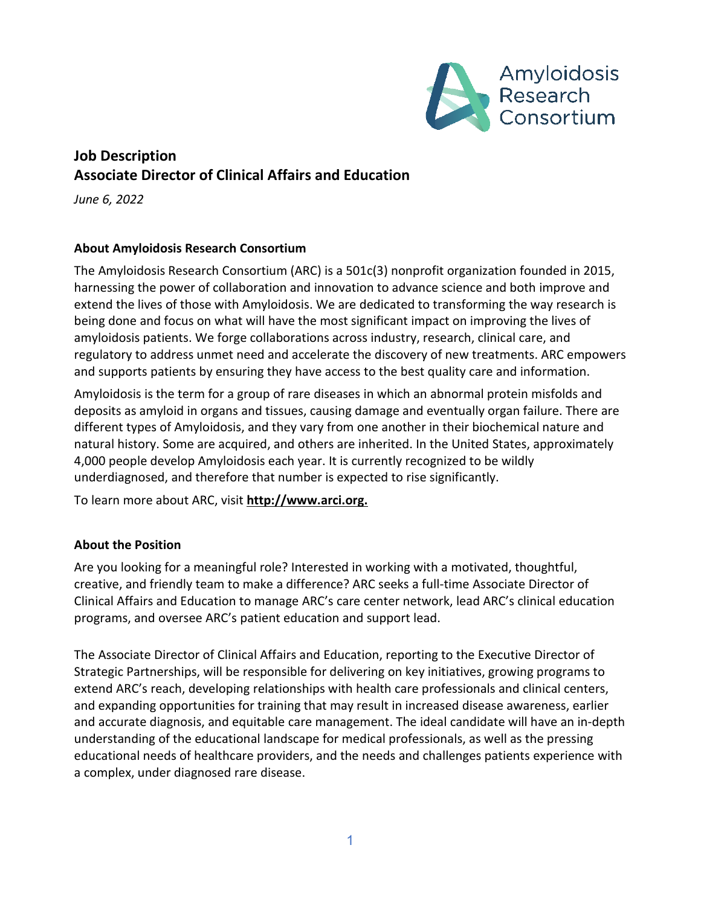Amyloidosis Research Consortium

# Job Description
# Associate Director of Clinical Affairs and Education

*June 6, 2022*

## About Amyloidosis Research Consortium

The Amyloidosis Research Consortium (ARC) is a 501c(3) nonprofit organization founded in 2015, harnessing the power of collaboration and innovation to advance science and both improve and extend the lives of those with Amyloidosis. We are dedicated to transforming the way research is being done and focus on what will have the most significant impact on improving the lives of amyloidosis patients. We forge collaborations across industry, research, clinical care, and regulatory to address unmet need and accelerate the discovery of new treatments. ARC empowers and supports patients by ensuring they have access to the best quality care and information.

Amyloidosis is the term for a group of rare diseases in which an abnormal protein misfolds and deposits as amyloid in organs and tissues, causing damage and eventually organ failure. There are different types of Amyloidosis, and they vary from one another in their biochemical nature and natural history. Some are acquired, and others are inherited. In the United States, approximately 4,000 people develop Amyloidosis each year. It is currently recognized to be wildly underdiagnosed, and therefore that number is expected to rise significantly.

To learn more about ARC, visit **http://www.arci.org.**

## About the Position

Are you looking for a meaningful role? Interested in working with a motivated, thoughtful, creative, and friendly team to make a difference? ARC seeks a full-time Associate Director of Clinical Affairs and Education to manage ARC's care center network, lead ARC's clinical education programs, and oversee ARC's patient education and support lead.

The Associate Director of Clinical Affairs and Education, reporting to the Executive Director of Strategic Partnerships, will be responsible for delivering on key initiatives, growing programs to extend ARC's reach, developing relationships with health care professionals and clinical centers, and expanding opportunities for training that may result in increased disease awareness, earlier and accurate diagnosis, and equitable care management. The ideal candidate will have an in-depth understanding of the educational landscape for medical professionals, as well as the pressing educational needs of healthcare providers, and the needs and challenges patients experience with a complex, under diagnosed rare disease.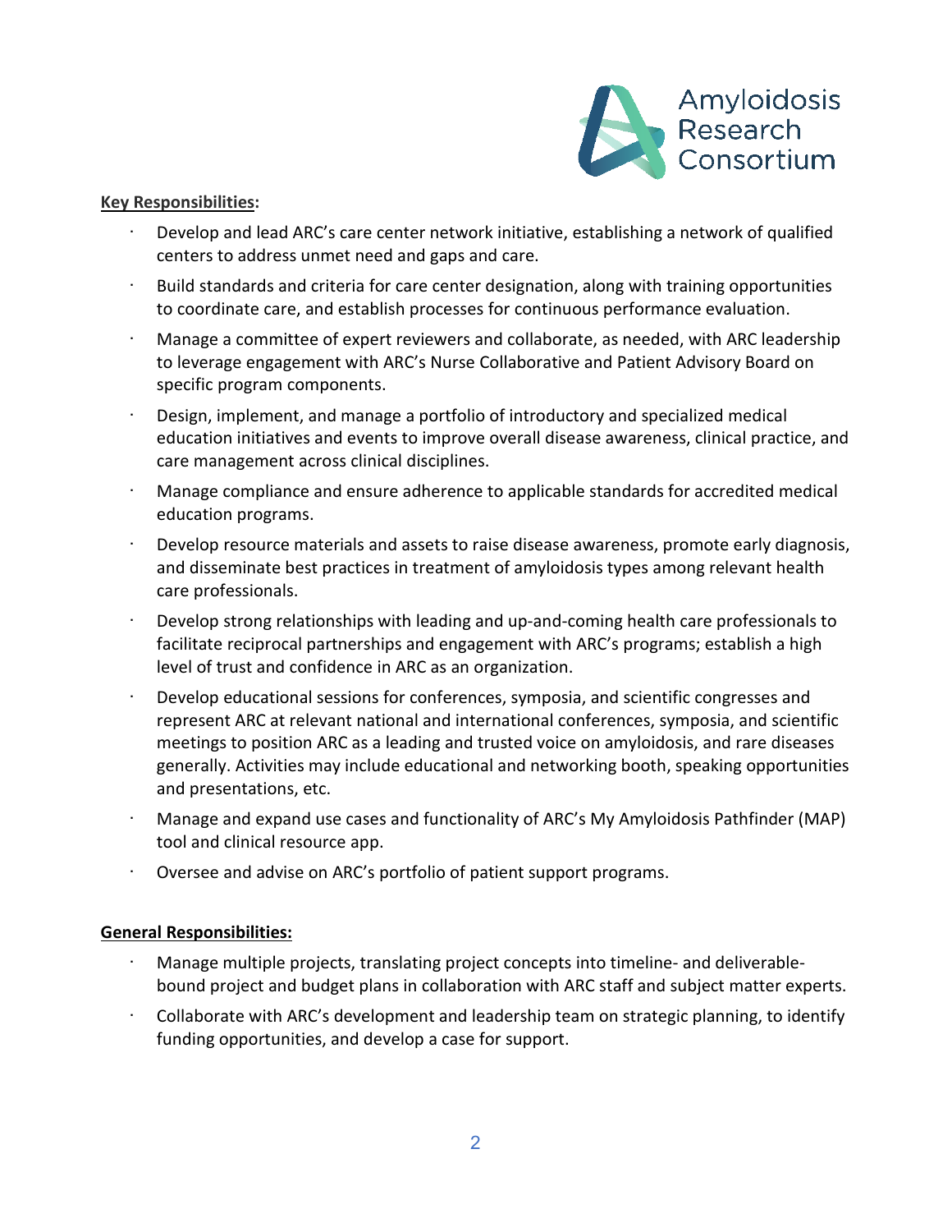**Key Responsibilities:**

- Develop and lead ARC's care center network initiative, establishing a network of qualified centers to address unmet need and gaps and care.
- Build standards and criteria for care center designation, along with training opportunities to coordinate care, and establish processes for continuous performance evaluation.
- Manage a committee of expert reviewers and collaborate, as needed, with ARC leadership to leverage engagement with ARC's Nurse Collaborative and Patient Advisory Board on specific program components.
- Design, implement, and manage a portfolio of introductory and specialized medical education initiatives and events to improve overall disease awareness, clinical practice, and care management across clinical disciplines.
- Manage compliance and ensure adherence to applicable standards for accredited medical education programs.
- Develop resource materials and assets to raise disease awareness, promote early diagnosis, and disseminate best practices in treatment of amyloidosis types among relevant health care professionals.
- Develop strong relationships with leading and up-and-coming health care professionals to facilitate reciprocal partnerships and engagement with ARC's programs; establish a high level of trust and confidence in ARC as an organization.
- Develop educational sessions for conferences, symposia, and scientific congresses and represent ARC at relevant national and international conferences, symposia, and scientific meetings to position ARC as a leading and trusted voice on amyloidosis, and rare diseases generally. Activities may include educational and networking booth, speaking opportunities and presentations, etc.
- Manage and expand use cases and functionality of ARC's My Amyloidosis Pathfinder (MAP) tool and clinical resource app.
- Oversee and advise on ARC's portfolio of patient support programs.

**General Responsibilities:**

- Manage multiple projects, translating project concepts into timeline- and deliverable-bound project and budget plans in collaboration with ARC staff and subject matter experts.
- Collaborate with ARC's development and leadership team on strategic planning, to identify funding opportunities, and develop a case for support.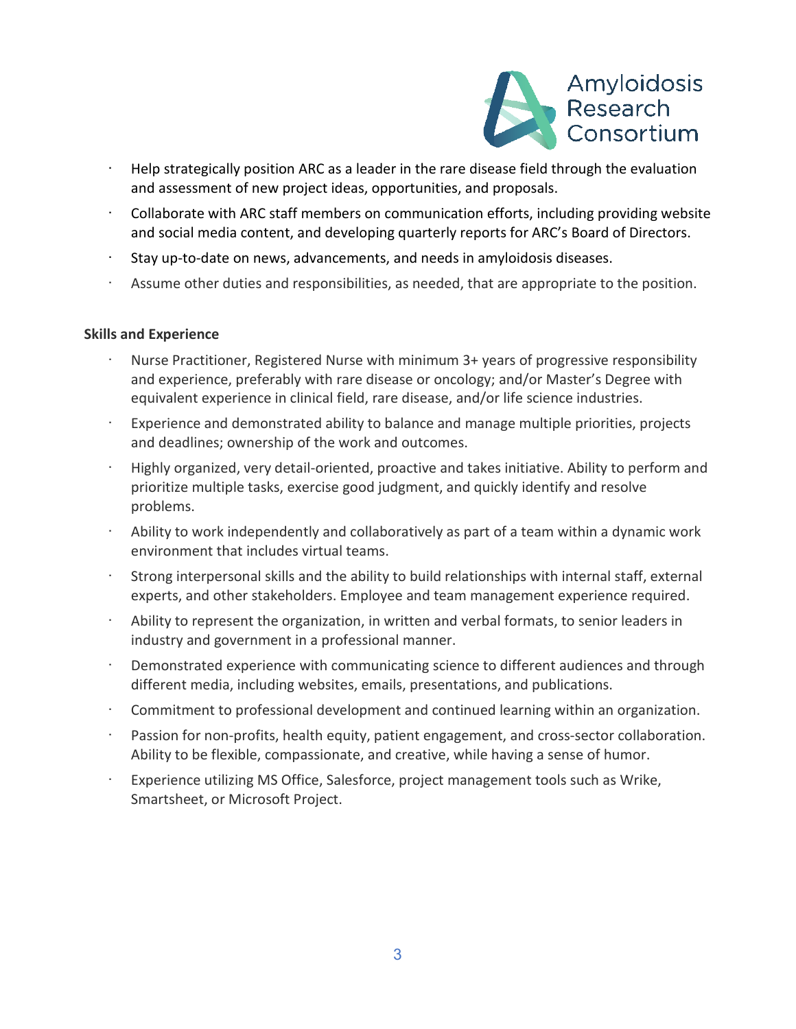- Help strategically position ARC as a leader in the rare disease field through the evaluation and assessment of new project ideas, opportunities, and proposals.
- Collaborate with ARC staff members on communication efforts, including providing website and social media content, and developing quarterly reports for ARC's Board of Directors.
- Stay up-to-date on news, advancements, and needs in amyloidosis diseases.
- Assume other duties and responsibilities, as needed, that are appropriate to the position.

**Skills and Experience**

- Nurse Practitioner, Registered Nurse with minimum 3+ years of progressive responsibility and experience, preferably with rare disease or oncology; and/or Master's Degree with equivalent experience in clinical field, rare disease, and/or life science industries.
- Experience and demonstrated ability to balance and manage multiple priorities, projects and deadlines; ownership of the work and outcomes.
- Highly organized, very detail-oriented, proactive and takes initiative. Ability to perform and prioritize multiple tasks, exercise good judgment, and quickly identify and resolve problems.
- Ability to work independently and collaboratively as part of a team within a dynamic work environment that includes virtual teams.
- Strong interpersonal skills and the ability to build relationships with internal staff, external experts, and other stakeholders. Employee and team management experience required.
- Ability to represent the organization, in written and verbal formats, to senior leaders in industry and government in a professional manner.
- Demonstrated experience with communicating science to different audiences and through different media, including websites, emails, presentations, and publications.
- Commitment to professional development and continued learning within an organization.
- Passion for non-profits, health equity, patient engagement, and cross-sector collaboration. Ability to be flexible, compassionate, and creative, while having a sense of humor.
- Experience utilizing MS Office, Salesforce, project management tools such as Wrike, Smartsheet, or Microsoft Project.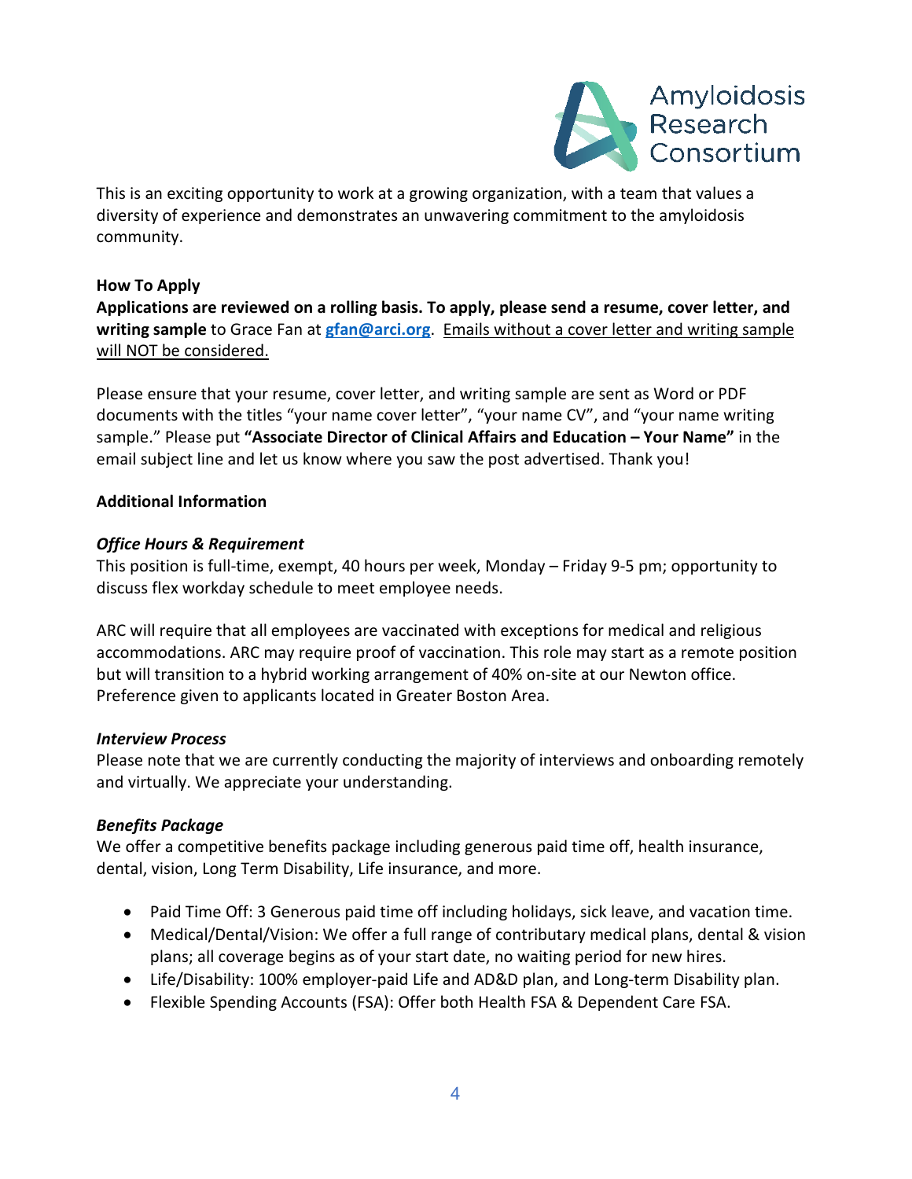This is an exciting opportunity to work at a growing organization, with a team that values a diversity of experience and demonstrates an unwavering commitment to the amyloidosis community.

**How To Apply**

**Applications are reviewed on a rolling basis. To apply, please send a resume, cover letter, and writing sample** to Grace Fan at **gfan@arci.org**. Emails without a cover letter and writing sample will NOT be considered.

Please ensure that your resume, cover letter, and writing sample are sent as Word or PDF documents with the titles "your name cover letter", "your name CV", and "your name writing sample." Please put **"Associate Director of Clinical Affairs and Education – Your Name"** in the email subject line and let us know where you saw the post advertised. Thank you!

**Additional Information**

***Office Hours & Requirement***

This position is full-time, exempt, 40 hours per week, Monday – Friday 9-5 pm; opportunity to discuss flex workday schedule to meet employee needs.

ARC will require that all employees are vaccinated with exceptions for medical and religious accommodations. ARC may require proof of vaccination. This role may start as a remote position but will transition to a hybrid working arrangement of 40% on-site at our Newton office. Preference given to applicants located in Greater Boston Area.

***Interview Process***

Please note that we are currently conducting the majority of interviews and onboarding remotely and virtually. We appreciate your understanding.

***Benefits Package***

We offer a competitive benefits package including generous paid time off, health insurance, dental, vision, Long Term Disability, Life insurance, and more.

- Paid Time Off: 3 Generous paid time off including holidays, sick leave, and vacation time.
- Medical/Dental/Vision: We offer a full range of contributary medical plans, dental & vision plans; all coverage begins as of your start date, no waiting period for new hires.
- Life/Disability: 100% employer-paid Life and AD&D plan, and Long-term Disability plan.
- Flexible Spending Accounts (FSA): Offer both Health FSA & Dependent Care FSA.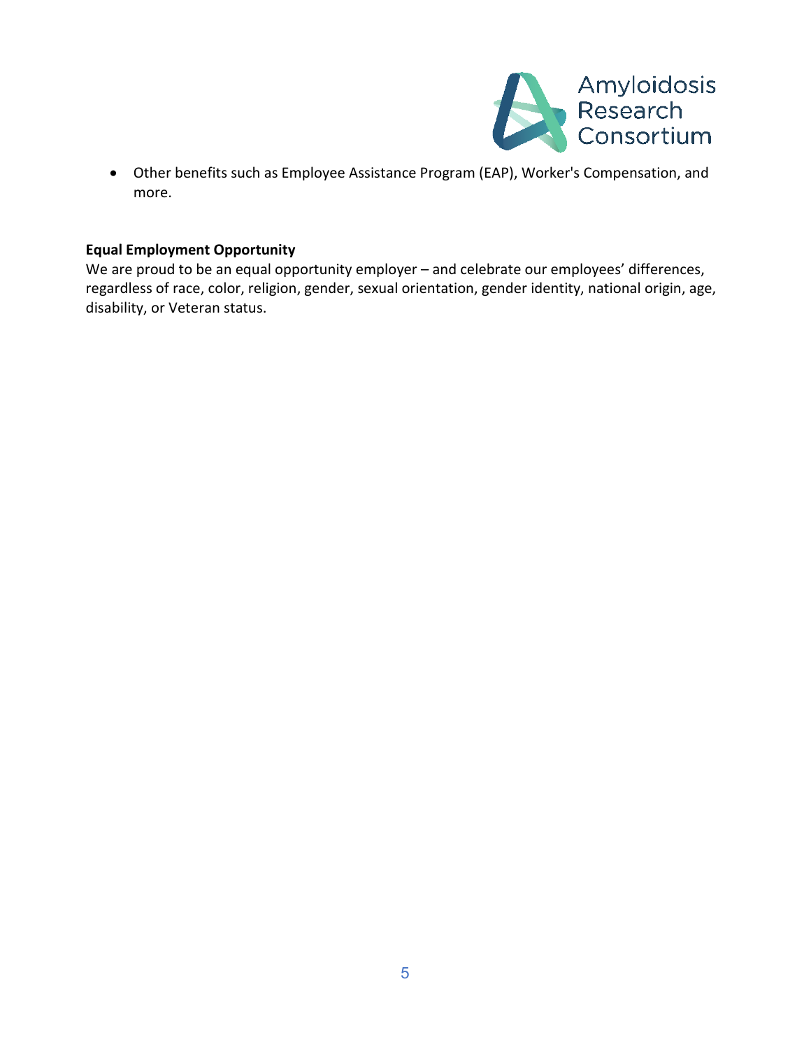- Other benefits such as Employee Assistance Program (EAP), Worker's Compensation, and more.

**Equal Employment Opportunity**

We are proud to be an equal opportunity employer – and celebrate our employees' differences, regardless of race, color, religion, gender, sexual orientation, gender identity, national origin, age, disability, or Veteran status.